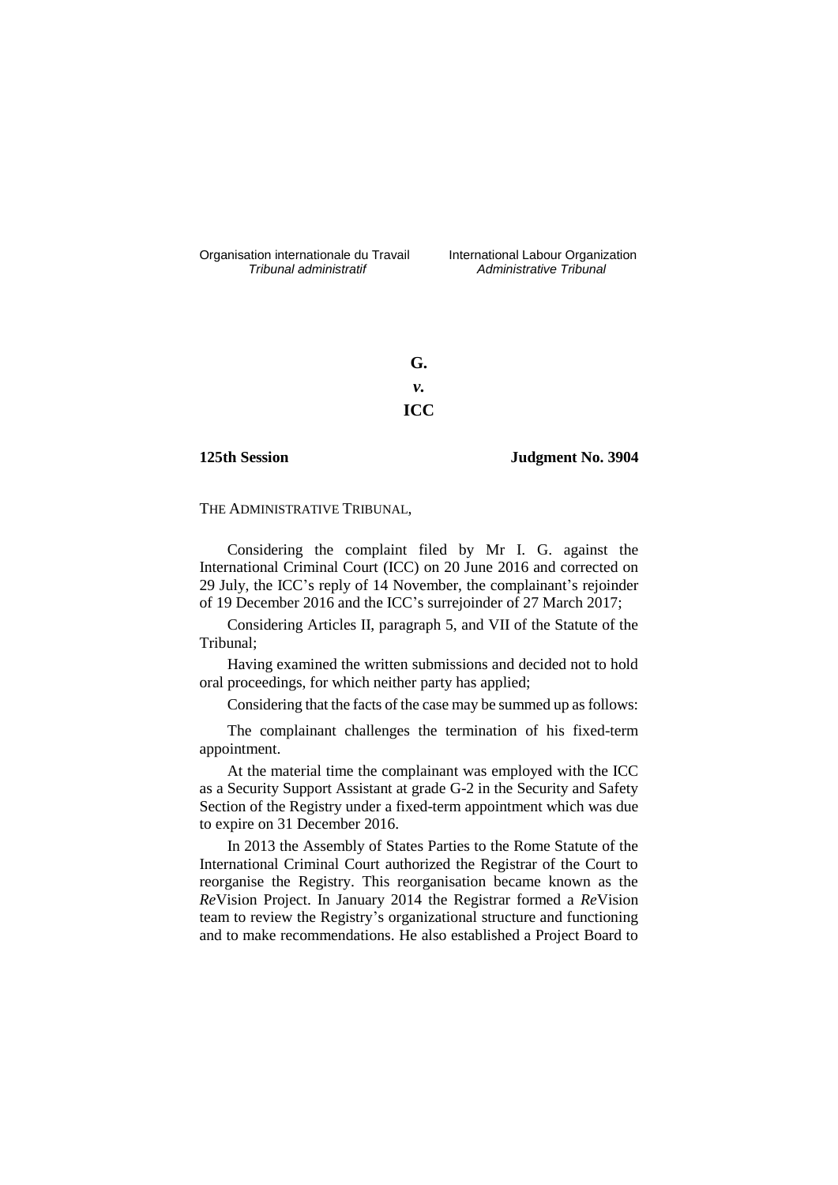Organisation internationale du Travail *Tribunal administratif*

International Labour Organization *Administrative Tribunal*

**G.**

***v.***

**ICC**

**125th Session** **Judgment No. 3904**

THE ADMINISTRATIVE TRIBUNAL,

Considering the complaint filed by Mr I. G. against the International Criminal Court (ICC) on 20 June 2016 and corrected on 29 July, the ICC's reply of 14 November, the complainant's rejoinder of 19 December 2016 and the ICC's surrejoinder of 27 March 2017;

Considering Articles II, paragraph 5, and VII of the Statute of the Tribunal;

Having examined the written submissions and decided not to hold oral proceedings, for which neither party has applied;

Considering that the facts of the case may be summed up as follows:

The complainant challenges the termination of his fixed-term appointment.

At the material time the complainant was employed with the ICC as a Security Support Assistant at grade G-2 in the Security and Safety Section of the Registry under a fixed-term appointment which was due to expire on 31 December 2016.

In 2013 the Assembly of States Parties to the Rome Statute of the International Criminal Court authorized the Registrar of the Court to reorganise the Registry. This reorganisation became known as the *Re*Vision Project. In January 2014 the Registrar formed a *Re*Vision team to review the Registry's organizational structure and functioning and to make recommendations. He also established a Project Board to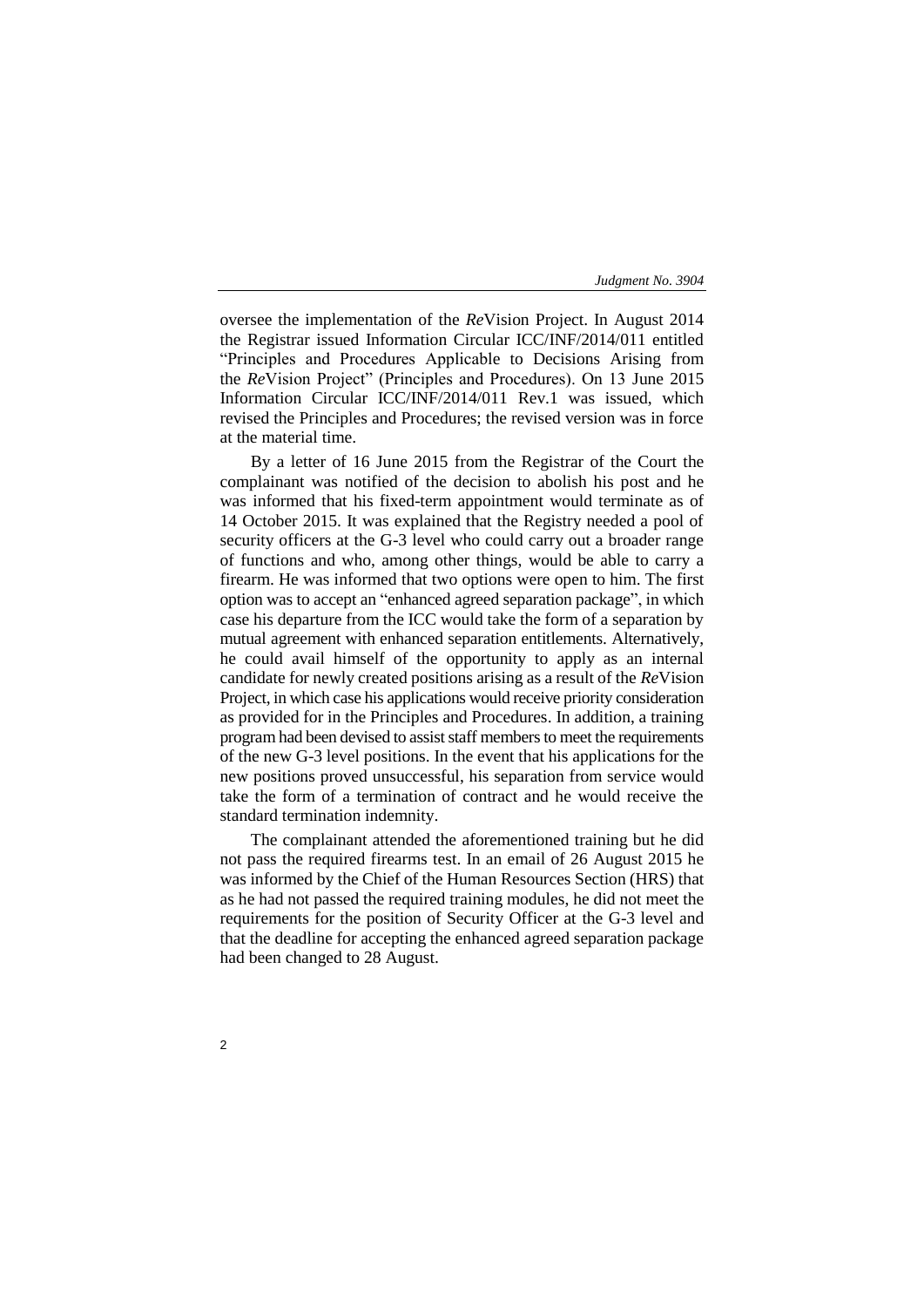oversee the implementation of the *Re*Vision Project. In August 2014 the Registrar issued Information Circular ICC/INF/2014/011 entitled "Principles and Procedures Applicable to Decisions Arising from the *Re*Vision Project" (Principles and Procedures). On 13 June 2015 Information Circular ICC/INF/2014/011 Rev.1 was issued, which revised the Principles and Procedures; the revised version was in force at the material time.

By a letter of 16 June 2015 from the Registrar of the Court the complainant was notified of the decision to abolish his post and he was informed that his fixed-term appointment would terminate as of 14 October 2015. It was explained that the Registry needed a pool of security officers at the G-3 level who could carry out a broader range of functions and who, among other things, would be able to carry a firearm. He was informed that two options were open to him. The first option was to accept an "enhanced agreed separation package", in which case his departure from the ICC would take the form of a separation by mutual agreement with enhanced separation entitlements. Alternatively, he could avail himself of the opportunity to apply as an internal candidate for newly created positions arising as a result of the *Re*Vision Project, in which case his applications would receive priority consideration as provided for in the Principles and Procedures. In addition, a training program had been devised to assist staff members to meet the requirements of the new G-3 level positions. In the event that his applications for the new positions proved unsuccessful, his separation from service would take the form of a termination of contract and he would receive the standard termination indemnity.

The complainant attended the aforementioned training but he did not pass the required firearms test. In an email of 26 August 2015 he was informed by the Chief of the Human Resources Section (HRS) that as he had not passed the required training modules, he did not meet the requirements for the position of Security Officer at the G-3 level and that the deadline for accepting the enhanced agreed separation package had been changed to 28 August.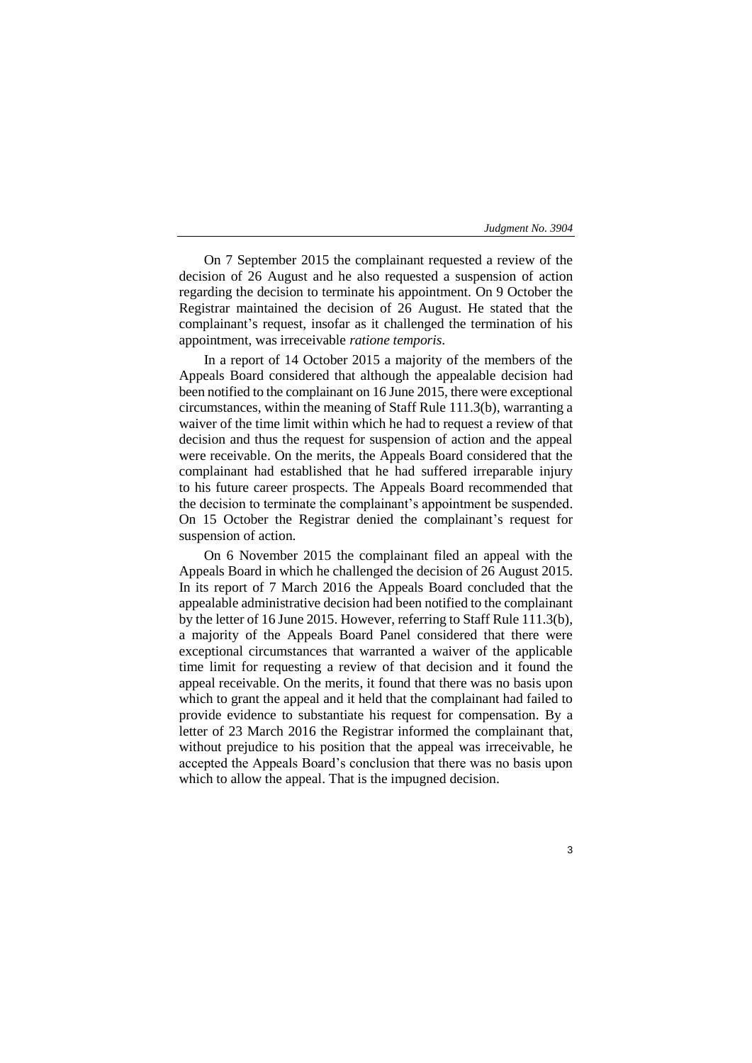On 7 September 2015 the complainant requested a review of the decision of 26 August and he also requested a suspension of action regarding the decision to terminate his appointment. On 9 October the Registrar maintained the decision of 26 August. He stated that the complainant's request, insofar as it challenged the termination of his appointment, was irreceivable *ratione temporis*.

In a report of 14 October 2015 a majority of the members of the Appeals Board considered that although the appealable decision had been notified to the complainant on 16 June 2015, there were exceptional circumstances, within the meaning of Staff Rule 111.3(b), warranting a waiver of the time limit within which he had to request a review of that decision and thus the request for suspension of action and the appeal were receivable. On the merits, the Appeals Board considered that the complainant had established that he had suffered irreparable injury to his future career prospects. The Appeals Board recommended that the decision to terminate the complainant's appointment be suspended. On 15 October the Registrar denied the complainant's request for suspension of action.

On 6 November 2015 the complainant filed an appeal with the Appeals Board in which he challenged the decision of 26 August 2015. In its report of 7 March 2016 the Appeals Board concluded that the appealable administrative decision had been notified to the complainant by the letter of 16 June 2015. However, referring to Staff Rule 111.3(b), a majority of the Appeals Board Panel considered that there were exceptional circumstances that warranted a waiver of the applicable time limit for requesting a review of that decision and it found the appeal receivable. On the merits, it found that there was no basis upon which to grant the appeal and it held that the complainant had failed to provide evidence to substantiate his request for compensation. By a letter of 23 March 2016 the Registrar informed the complainant that, without prejudice to his position that the appeal was irreceivable, he accepted the Appeals Board's conclusion that there was no basis upon which to allow the appeal. That is the impugned decision.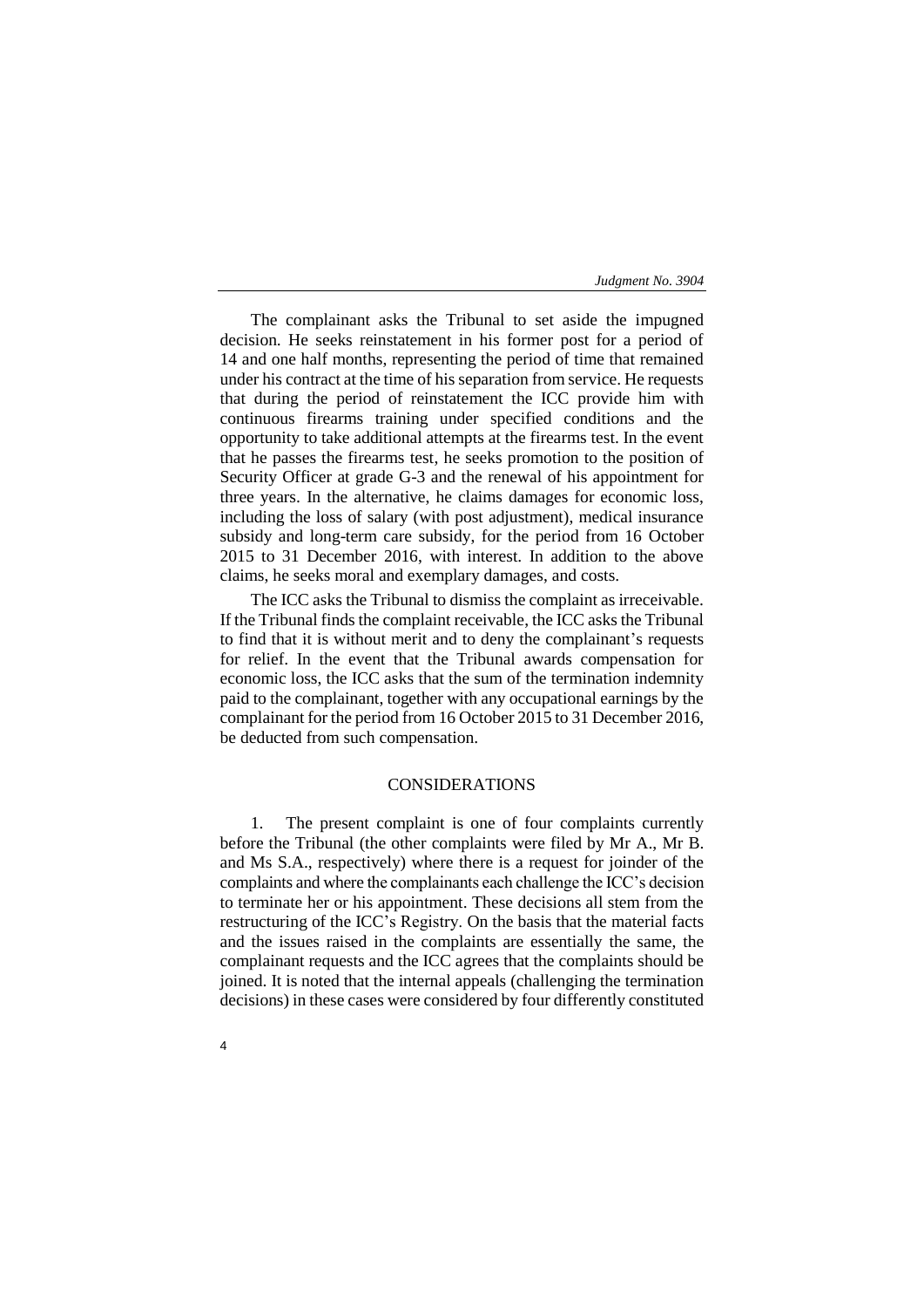The complainant asks the Tribunal to set aside the impugned decision. He seeks reinstatement in his former post for a period of 14 and one half months, representing the period of time that remained under his contract at the time of his separation from service. He requests that during the period of reinstatement the ICC provide him with continuous firearms training under specified conditions and the opportunity to take additional attempts at the firearms test. In the event that he passes the firearms test, he seeks promotion to the position of Security Officer at grade G-3 and the renewal of his appointment for three years. In the alternative, he claims damages for economic loss, including the loss of salary (with post adjustment), medical insurance subsidy and long-term care subsidy, for the period from 16 October 2015 to 31 December 2016, with interest. In addition to the above claims, he seeks moral and exemplary damages, and costs.

The ICC asks the Tribunal to dismiss the complaint as irreceivable. If the Tribunal finds the complaint receivable, the ICC asks the Tribunal to find that it is without merit and to deny the complainant's requests for relief. In the event that the Tribunal awards compensation for economic loss, the ICC asks that the sum of the termination indemnity paid to the complainant, together with any occupational earnings by the complainant for the period from 16 October 2015 to 31 December 2016, be deducted from such compensation.

## CONSIDERATIONS

1. The present complaint is one of four complaints currently before the Tribunal (the other complaints were filed by Mr A., Mr B. and Ms S.A., respectively) where there is a request for joinder of the complaints and where the complainants each challenge the ICC's decision to terminate her or his appointment. These decisions all stem from the restructuring of the ICC's Registry. On the basis that the material facts and the issues raised in the complaints are essentially the same, the complainant requests and the ICC agrees that the complaints should be joined. It is noted that the internal appeals (challenging the termination decisions) in these cases were considered by four differently constituted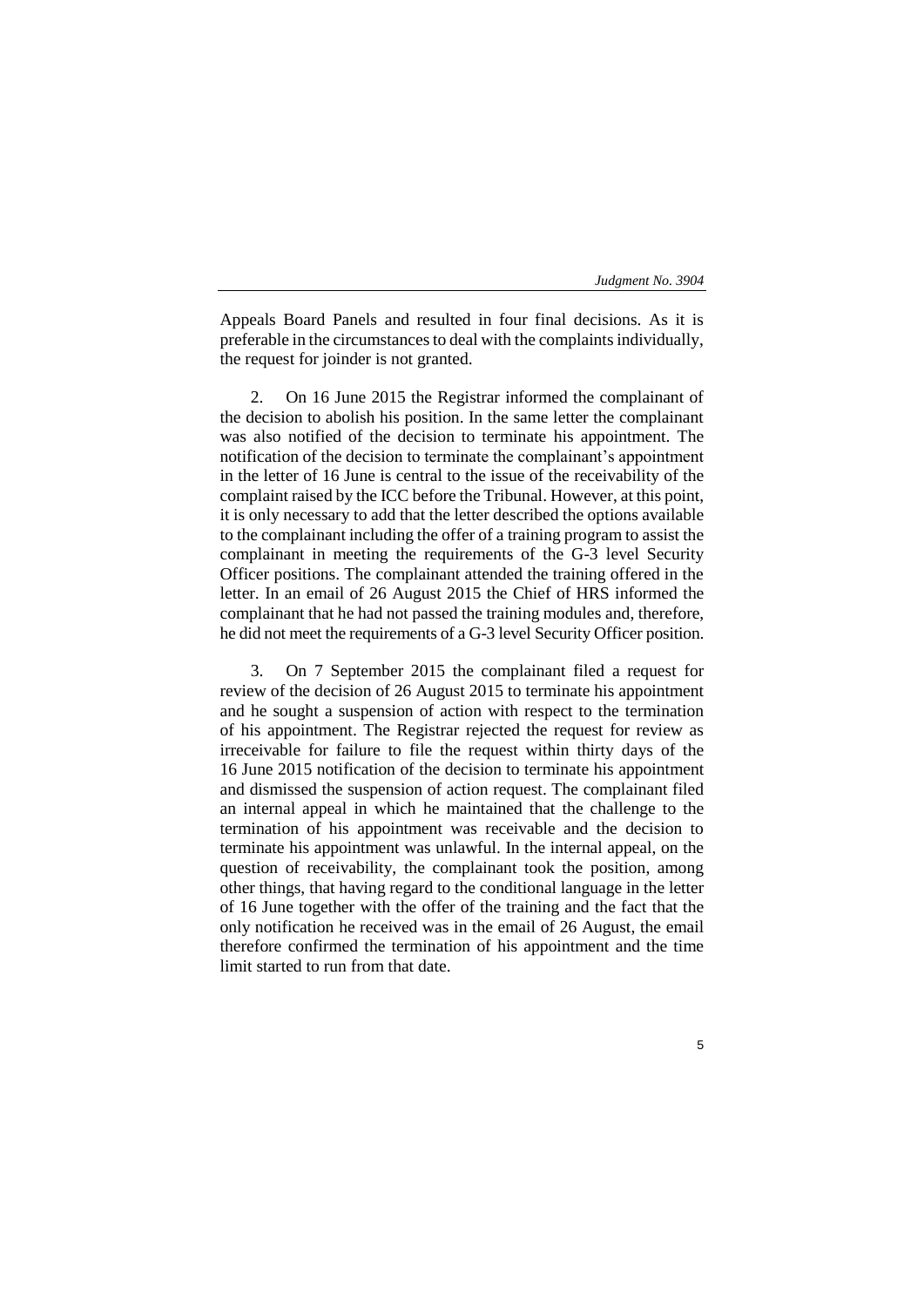Appeals Board Panels and resulted in four final decisions. As it is preferable in the circumstances to deal with the complaints individually, the request for joinder is not granted.

2. On 16 June 2015 the Registrar informed the complainant of the decision to abolish his position. In the same letter the complainant was also notified of the decision to terminate his appointment. The notification of the decision to terminate the complainant's appointment in the letter of 16 June is central to the issue of the receivability of the complaint raised by the ICC before the Tribunal. However, at this point, it is only necessary to add that the letter described the options available to the complainant including the offer of a training program to assist the complainant in meeting the requirements of the G-3 level Security Officer positions. The complainant attended the training offered in the letter. In an email of 26 August 2015 the Chief of HRS informed the complainant that he had not passed the training modules and, therefore, he did not meet the requirements of a G-3 level Security Officer position.

3. On 7 September 2015 the complainant filed a request for review of the decision of 26 August 2015 to terminate his appointment and he sought a suspension of action with respect to the termination of his appointment. The Registrar rejected the request for review as irreceivable for failure to file the request within thirty days of the 16 June 2015 notification of the decision to terminate his appointment and dismissed the suspension of action request. The complainant filed an internal appeal in which he maintained that the challenge to the termination of his appointment was receivable and the decision to terminate his appointment was unlawful. In the internal appeal, on the question of receivability, the complainant took the position, among other things, that having regard to the conditional language in the letter of 16 June together with the offer of the training and the fact that the only notification he received was in the email of 26 August, the email therefore confirmed the termination of his appointment and the time limit started to run from that date.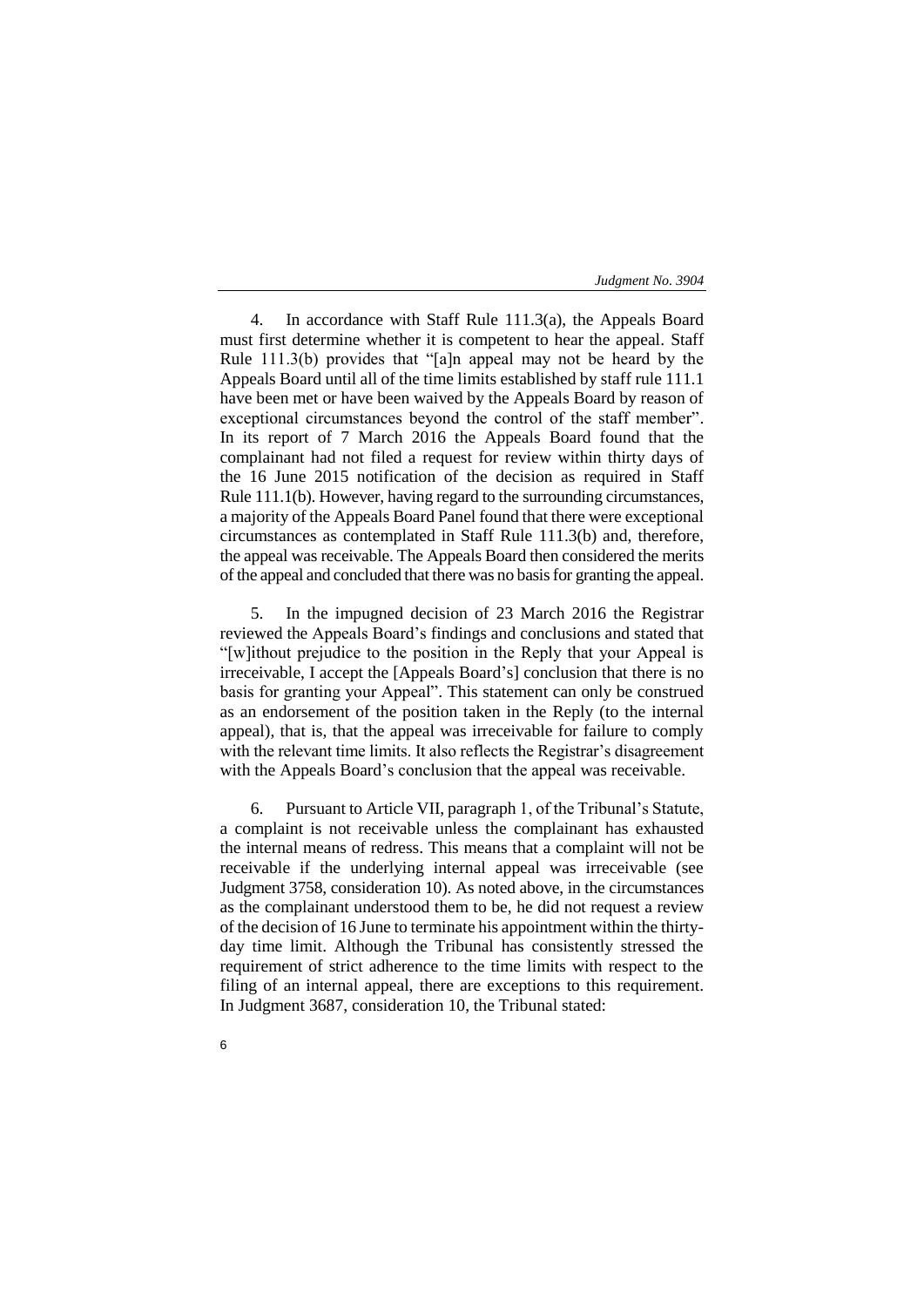4. In accordance with Staff Rule 111.3(a), the Appeals Board must first determine whether it is competent to hear the appeal. Staff Rule 111.3(b) provides that "[a]n appeal may not be heard by the Appeals Board until all of the time limits established by staff rule 111.1 have been met or have been waived by the Appeals Board by reason of exceptional circumstances beyond the control of the staff member". In its report of 7 March 2016 the Appeals Board found that the complainant had not filed a request for review within thirty days of the 16 June 2015 notification of the decision as required in Staff Rule 111.1(b). However, having regard to the surrounding circumstances, a majority of the Appeals Board Panel found that there were exceptional circumstances as contemplated in Staff Rule 111.3(b) and, therefore, the appeal was receivable. The Appeals Board then considered the merits of the appeal and concluded that there was no basis for granting the appeal.

5. In the impugned decision of 23 March 2016 the Registrar reviewed the Appeals Board's findings and conclusions and stated that "[w]ithout prejudice to the position in the Reply that your Appeal is irreceivable, I accept the [Appeals Board's] conclusion that there is no basis for granting your Appeal". This statement can only be construed as an endorsement of the position taken in the Reply (to the internal appeal), that is, that the appeal was irreceivable for failure to comply with the relevant time limits. It also reflects the Registrar's disagreement with the Appeals Board's conclusion that the appeal was receivable.

6. Pursuant to Article VII, paragraph 1, of the Tribunal's Statute, a complaint is not receivable unless the complainant has exhausted the internal means of redress. This means that a complaint will not be receivable if the underlying internal appeal was irreceivable (see Judgment 3758, consideration 10). As noted above, in the circumstances as the complainant understood them to be, he did not request a review of the decision of 16 June to terminate his appointment within the thirty-day time limit. Although the Tribunal has consistently stressed the requirement of strict adherence to the time limits with respect to the filing of an internal appeal, there are exceptions to this requirement. In Judgment 3687, consideration 10, the Tribunal stated: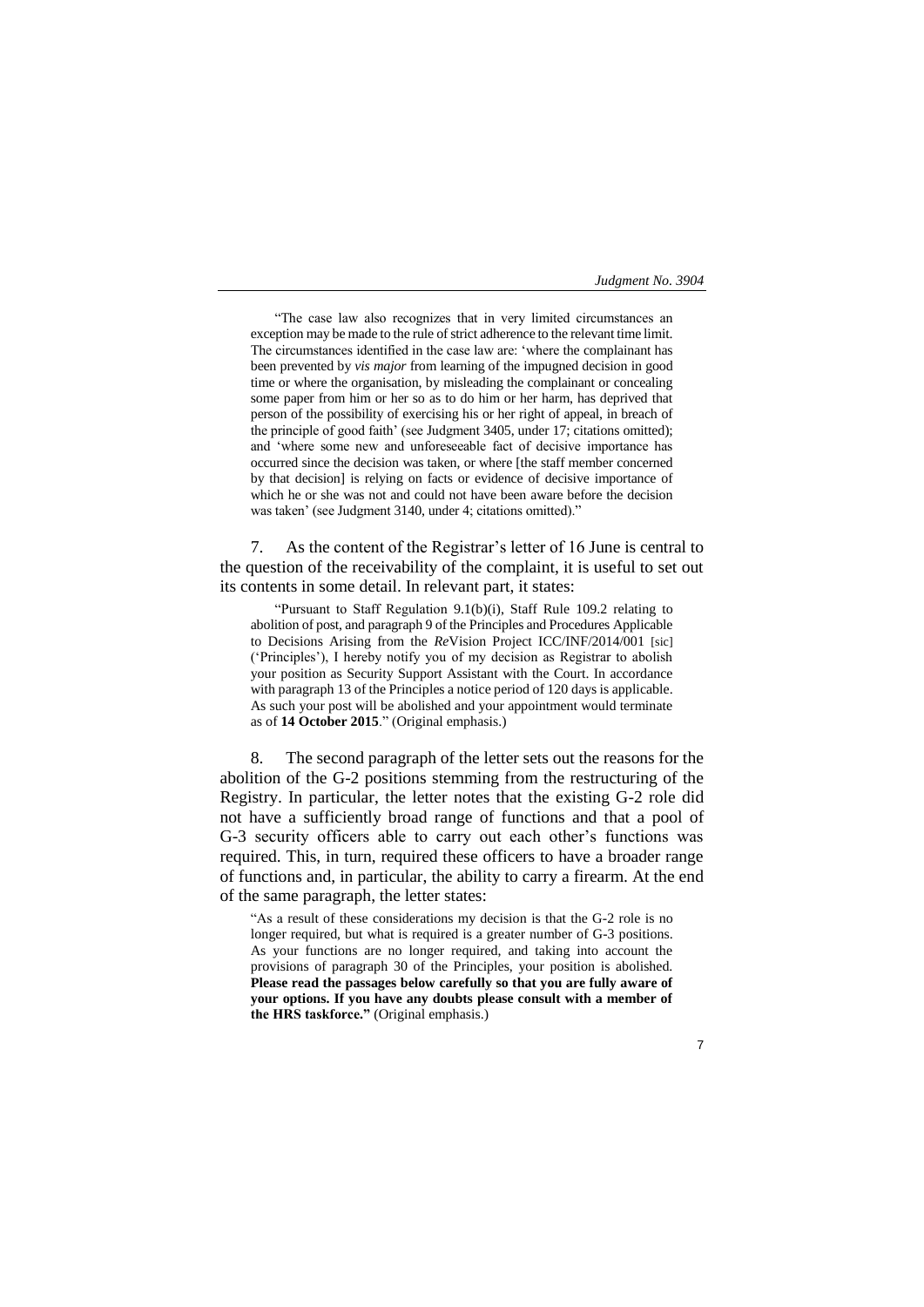"The case law also recognizes that in very limited circumstances an exception may be made to the rule of strict adherence to the relevant time limit. The circumstances identified in the case law are: 'where the complainant has been prevented by *vis major* from learning of the impugned decision in good time or where the organisation, by misleading the complainant or concealing some paper from him or her so as to do him or her harm, has deprived that person of the possibility of exercising his or her right of appeal, in breach of the principle of good faith' (see Judgment 3405, under 17; citations omitted); and 'where some new and unforeseeable fact of decisive importance has occurred since the decision was taken, or where [the staff member concerned by that decision] is relying on facts or evidence of decisive importance of which he or she was not and could not have been aware before the decision was taken' (see Judgment 3140, under 4; citations omitted)."

7. As the content of the Registrar's letter of 16 June is central to the question of the receivability of the complaint, it is useful to set out its contents in some detail. In relevant part, it states:

"Pursuant to Staff Regulation 9.1(b)(i), Staff Rule 109.2 relating to abolition of post, and paragraph 9 of the Principles and Procedures Applicable to Decisions Arising from the *Re*Vision Project ICC/INF/2014/001 [sic] ('Principles'), I hereby notify you of my decision as Registrar to abolish your position as Security Support Assistant with the Court. In accordance with paragraph 13 of the Principles a notice period of 120 days is applicable. As such your post will be abolished and your appointment would terminate as of **14 October 2015**." (Original emphasis.)

8. The second paragraph of the letter sets out the reasons for the abolition of the G-2 positions stemming from the restructuring of the Registry. In particular, the letter notes that the existing G-2 role did not have a sufficiently broad range of functions and that a pool of G-3 security officers able to carry out each other's functions was required. This, in turn, required these officers to have a broader range of functions and, in particular, the ability to carry a firearm. At the end of the same paragraph, the letter states:

"As a result of these considerations my decision is that the G-2 role is no longer required, but what is required is a greater number of G-3 positions. As your functions are no longer required, and taking into account the provisions of paragraph 30 of the Principles, your position is abolished. **Please read the passages below carefully so that you are fully aware of your options. If you have any doubts please consult with a member of the HRS taskforce."** (Original emphasis.)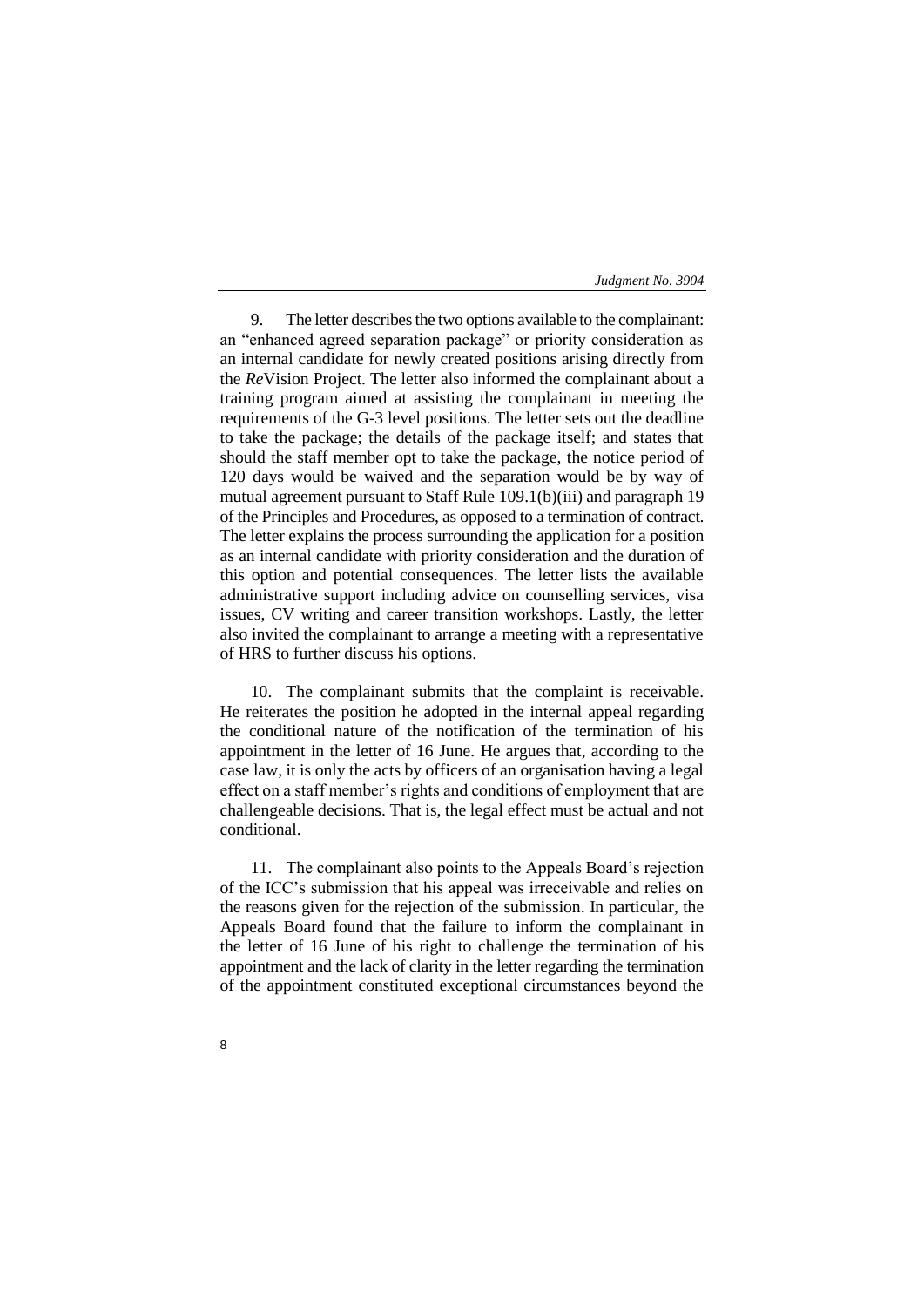9. The letter describes the two options available to the complainant: an "enhanced agreed separation package" or priority consideration as an internal candidate for newly created positions arising directly from the *Re*Vision Project. The letter also informed the complainant about a training program aimed at assisting the complainant in meeting the requirements of the G-3 level positions. The letter sets out the deadline to take the package; the details of the package itself; and states that should the staff member opt to take the package, the notice period of 120 days would be waived and the separation would be by way of mutual agreement pursuant to Staff Rule 109.1(b)(iii) and paragraph 19 of the Principles and Procedures, as opposed to a termination of contract. The letter explains the process surrounding the application for a position as an internal candidate with priority consideration and the duration of this option and potential consequences. The letter lists the available administrative support including advice on counselling services, visa issues, CV writing and career transition workshops. Lastly, the letter also invited the complainant to arrange a meeting with a representative of HRS to further discuss his options.

10. The complainant submits that the complaint is receivable. He reiterates the position he adopted in the internal appeal regarding the conditional nature of the notification of the termination of his appointment in the letter of 16 June. He argues that, according to the case law, it is only the acts by officers of an organisation having a legal effect on a staff member's rights and conditions of employment that are challengeable decisions. That is, the legal effect must be actual and not conditional.

11. The complainant also points to the Appeals Board's rejection of the ICC's submission that his appeal was irreceivable and relies on the reasons given for the rejection of the submission. In particular, the Appeals Board found that the failure to inform the complainant in the letter of 16 June of his right to challenge the termination of his appointment and the lack of clarity in the letter regarding the termination of the appointment constituted exceptional circumstances beyond the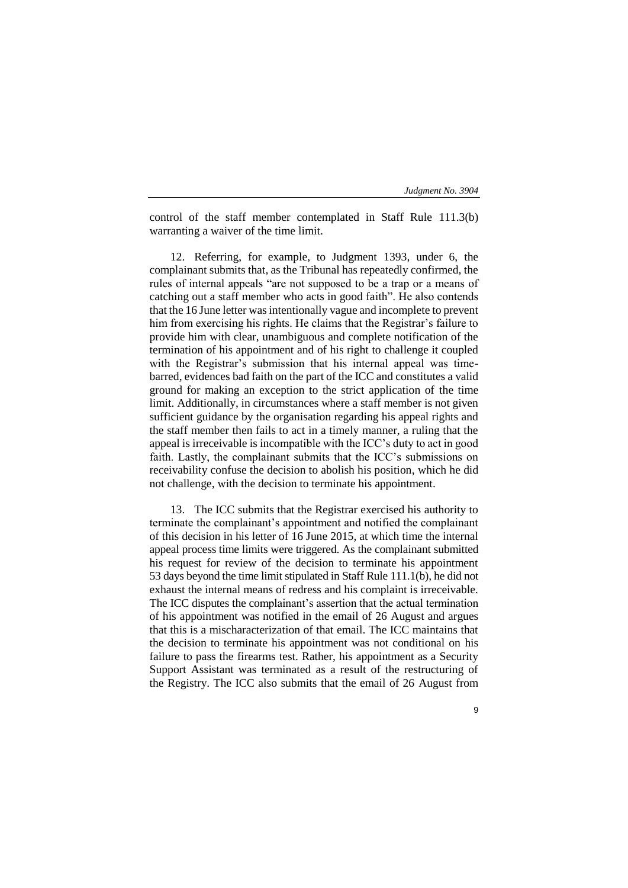control of the staff member contemplated in Staff Rule 111.3(b) warranting a waiver of the time limit.

12. Referring, for example, to Judgment 1393, under 6, the complainant submits that, as the Tribunal has repeatedly confirmed, the rules of internal appeals "are not supposed to be a trap or a means of catching out a staff member who acts in good faith". He also contends that the 16 June letter was intentionally vague and incomplete to prevent him from exercising his rights. He claims that the Registrar's failure to provide him with clear, unambiguous and complete notification of the termination of his appointment and of his right to challenge it coupled with the Registrar's submission that his internal appeal was time-barred, evidences bad faith on the part of the ICC and constitutes a valid ground for making an exception to the strict application of the time limit. Additionally, in circumstances where a staff member is not given sufficient guidance by the organisation regarding his appeal rights and the staff member then fails to act in a timely manner, a ruling that the appeal is irreceivable is incompatible with the ICC's duty to act in good faith. Lastly, the complainant submits that the ICC's submissions on receivability confuse the decision to abolish his position, which he did not challenge, with the decision to terminate his appointment.

13. The ICC submits that the Registrar exercised his authority to terminate the complainant's appointment and notified the complainant of this decision in his letter of 16 June 2015, at which time the internal appeal process time limits were triggered. As the complainant submitted his request for review of the decision to terminate his appointment 53 days beyond the time limit stipulated in Staff Rule 111.1(b), he did not exhaust the internal means of redress and his complaint is irreceivable. The ICC disputes the complainant's assertion that the actual termination of his appointment was notified in the email of 26 August and argues that this is a mischaracterization of that email. The ICC maintains that the decision to terminate his appointment was not conditional on his failure to pass the firearms test. Rather, his appointment as a Security Support Assistant was terminated as a result of the restructuring of the Registry. The ICC also submits that the email of 26 August from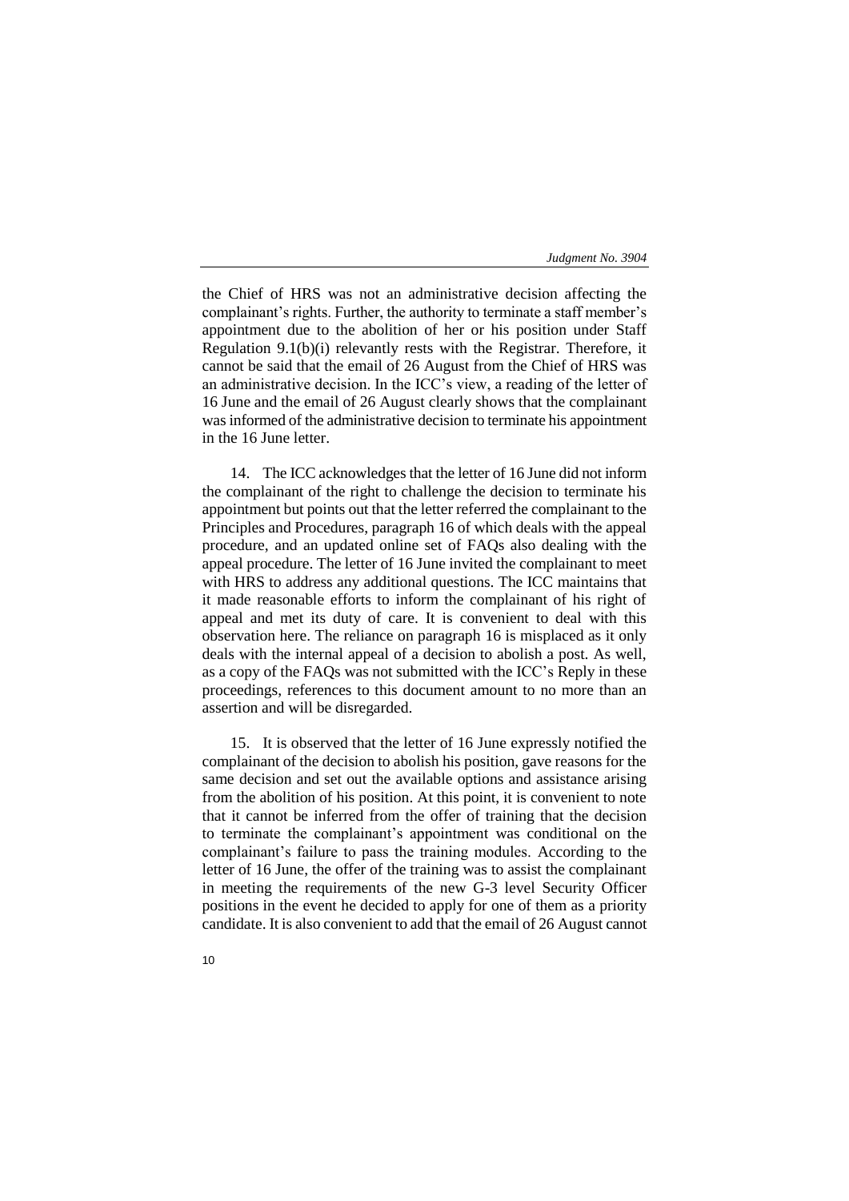the Chief of HRS was not an administrative decision affecting the complainant's rights. Further, the authority to terminate a staff member's appointment due to the abolition of her or his position under Staff Regulation 9.1(b)(i) relevantly rests with the Registrar. Therefore, it cannot be said that the email of 26 August from the Chief of HRS was an administrative decision. In the ICC's view, a reading of the letter of 16 June and the email of 26 August clearly shows that the complainant was informed of the administrative decision to terminate his appointment in the 16 June letter.

14. The ICC acknowledges that the letter of 16 June did not inform the complainant of the right to challenge the decision to terminate his appointment but points out that the letter referred the complainant to the Principles and Procedures, paragraph 16 of which deals with the appeal procedure, and an updated online set of FAQs also dealing with the appeal procedure. The letter of 16 June invited the complainant to meet with HRS to address any additional questions. The ICC maintains that it made reasonable efforts to inform the complainant of his right of appeal and met its duty of care. It is convenient to deal with this observation here. The reliance on paragraph 16 is misplaced as it only deals with the internal appeal of a decision to abolish a post. As well, as a copy of the FAQs was not submitted with the ICC's Reply in these proceedings, references to this document amount to no more than an assertion and will be disregarded.

15. It is observed that the letter of 16 June expressly notified the complainant of the decision to abolish his position, gave reasons for the same decision and set out the available options and assistance arising from the abolition of his position. At this point, it is convenient to note that it cannot be inferred from the offer of training that the decision to terminate the complainant's appointment was conditional on the complainant's failure to pass the training modules. According to the letter of 16 June, the offer of the training was to assist the complainant in meeting the requirements of the new G-3 level Security Officer positions in the event he decided to apply for one of them as a priority candidate. It is also convenient to add that the email of 26 August cannot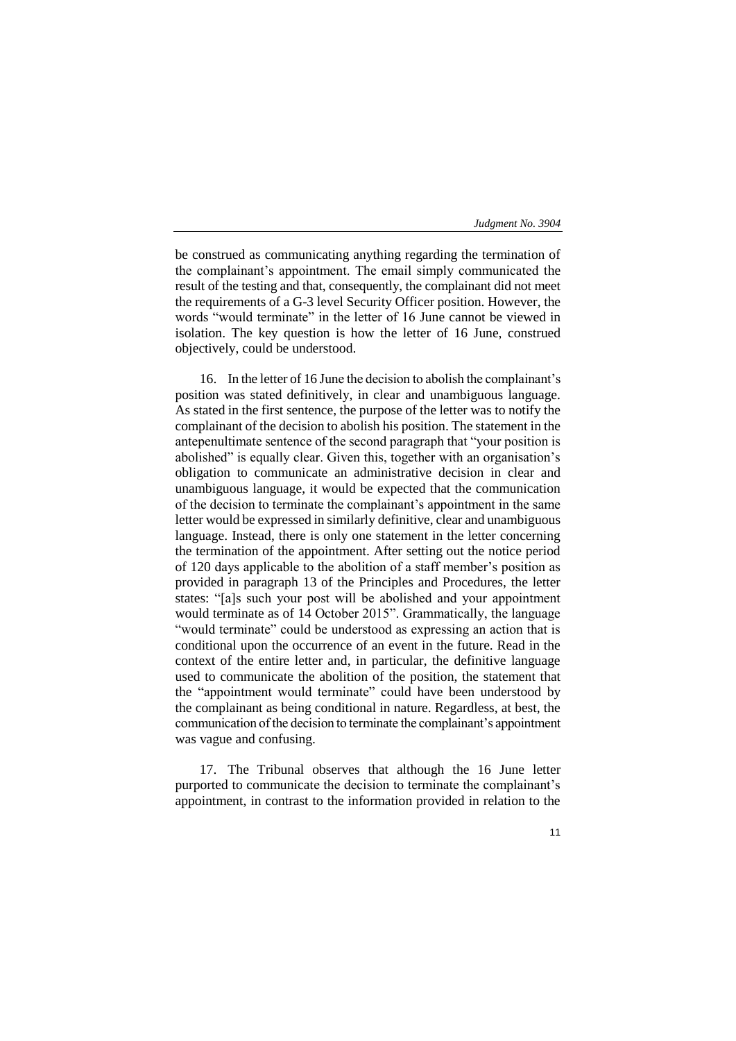be construed as communicating anything regarding the termination of the complainant's appointment. The email simply communicated the result of the testing and that, consequently, the complainant did not meet the requirements of a G-3 level Security Officer position. However, the words "would terminate" in the letter of 16 June cannot be viewed in isolation. The key question is how the letter of 16 June, construed objectively, could be understood.

16. In the letter of 16 June the decision to abolish the complainant's position was stated definitively, in clear and unambiguous language. As stated in the first sentence, the purpose of the letter was to notify the complainant of the decision to abolish his position. The statement in the antepenultimate sentence of the second paragraph that "your position is abolished" is equally clear. Given this, together with an organisation's obligation to communicate an administrative decision in clear and unambiguous language, it would be expected that the communication of the decision to terminate the complainant's appointment in the same letter would be expressed in similarly definitive, clear and unambiguous language. Instead, there is only one statement in the letter concerning the termination of the appointment. After setting out the notice period of 120 days applicable to the abolition of a staff member's position as provided in paragraph 13 of the Principles and Procedures, the letter states: "[a]s such your post will be abolished and your appointment would terminate as of 14 October 2015". Grammatically, the language "would terminate" could be understood as expressing an action that is conditional upon the occurrence of an event in the future. Read in the context of the entire letter and, in particular, the definitive language used to communicate the abolition of the position, the statement that the "appointment would terminate" could have been understood by the complainant as being conditional in nature. Regardless, at best, the communication of the decision to terminate the complainant's appointment was vague and confusing.

17. The Tribunal observes that although the 16 June letter purported to communicate the decision to terminate the complainant's appointment, in contrast to the information provided in relation to the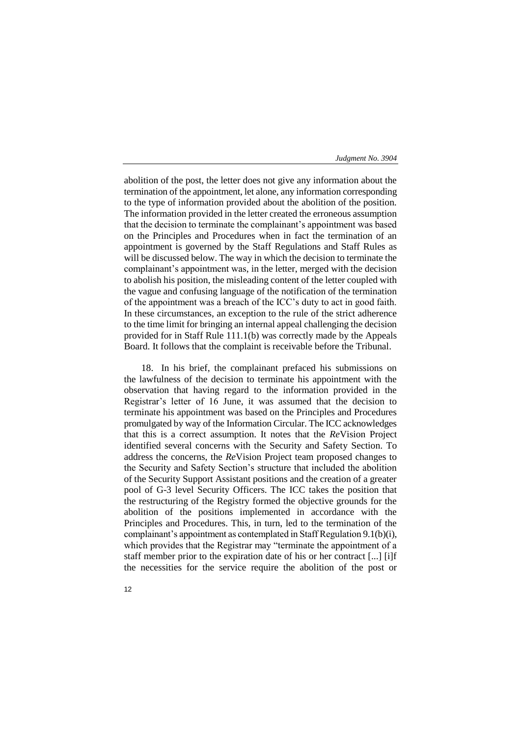abolition of the post, the letter does not give any information about the termination of the appointment, let alone, any information corresponding to the type of information provided about the abolition of the position. The information provided in the letter created the erroneous assumption that the decision to terminate the complainant's appointment was based on the Principles and Procedures when in fact the termination of an appointment is governed by the Staff Regulations and Staff Rules as will be discussed below. The way in which the decision to terminate the complainant's appointment was, in the letter, merged with the decision to abolish his position, the misleading content of the letter coupled with the vague and confusing language of the notification of the termination of the appointment was a breach of the ICC's duty to act in good faith. In these circumstances, an exception to the rule of the strict adherence to the time limit for bringing an internal appeal challenging the decision provided for in Staff Rule 111.1(b) was correctly made by the Appeals Board. It follows that the complaint is receivable before the Tribunal.

18. In his brief, the complainant prefaced his submissions on the lawfulness of the decision to terminate his appointment with the observation that having regard to the information provided in the Registrar's letter of 16 June, it was assumed that the decision to terminate his appointment was based on the Principles and Procedures promulgated by way of the Information Circular. The ICC acknowledges that this is a correct assumption. It notes that the *Re*Vision Project identified several concerns with the Security and Safety Section. To address the concerns, the *Re*Vision Project team proposed changes to the Security and Safety Section's structure that included the abolition of the Security Support Assistant positions and the creation of a greater pool of G-3 level Security Officers. The ICC takes the position that the restructuring of the Registry formed the objective grounds for the abolition of the positions implemented in accordance with the Principles and Procedures. This, in turn, led to the termination of the complainant's appointment as contemplated in Staff Regulation 9.1(b)(i), which provides that the Registrar may "terminate the appointment of a staff member prior to the expiration date of his or her contract [...] [i]f the necessities for the service require the abolition of the post or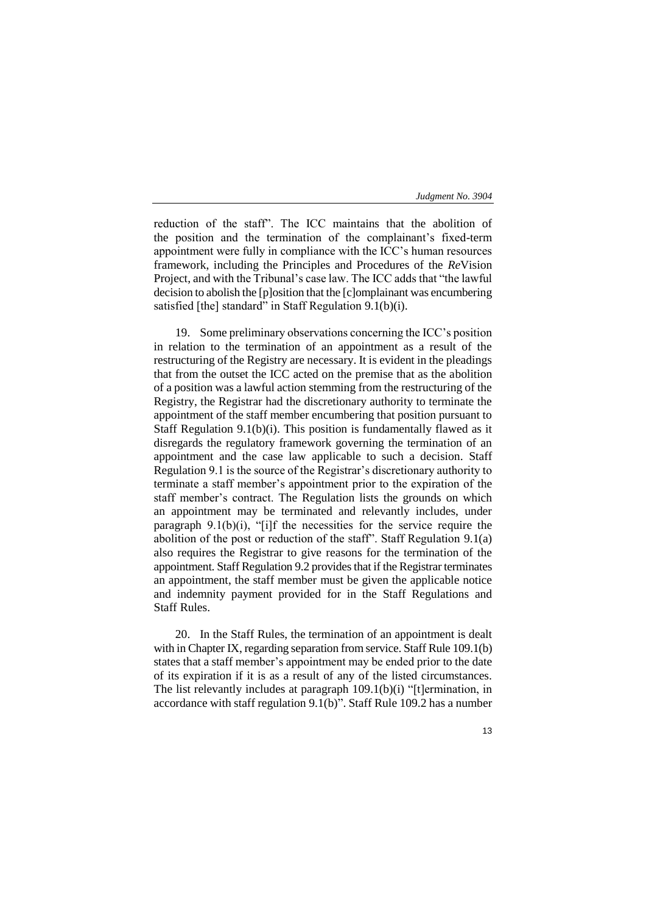reduction of the staff". The ICC maintains that the abolition of the position and the termination of the complainant's fixed-term appointment were fully in compliance with the ICC's human resources framework, including the Principles and Procedures of the *Re*Vision Project, and with the Tribunal's case law. The ICC adds that "the lawful decision to abolish the [p]osition that the [c]omplainant was encumbering satisfied [the] standard" in Staff Regulation 9.1(b)(i).

19. Some preliminary observations concerning the ICC's position in relation to the termination of an appointment as a result of the restructuring of the Registry are necessary. It is evident in the pleadings that from the outset the ICC acted on the premise that as the abolition of a position was a lawful action stemming from the restructuring of the Registry, the Registrar had the discretionary authority to terminate the appointment of the staff member encumbering that position pursuant to Staff Regulation 9.1(b)(i). This position is fundamentally flawed as it disregards the regulatory framework governing the termination of an appointment and the case law applicable to such a decision. Staff Regulation 9.1 is the source of the Registrar's discretionary authority to terminate a staff member's appointment prior to the expiration of the staff member's contract. The Regulation lists the grounds on which an appointment may be terminated and relevantly includes, under paragraph 9.1(b)(i), "[i]f the necessities for the service require the abolition of the post or reduction of the staff". Staff Regulation 9.1(a) also requires the Registrar to give reasons for the termination of the appointment. Staff Regulation 9.2 provides that if the Registrar terminates an appointment, the staff member must be given the applicable notice and indemnity payment provided for in the Staff Regulations and Staff Rules.

20. In the Staff Rules, the termination of an appointment is dealt with in Chapter IX, regarding separation from service. Staff Rule 109.1(b) states that a staff member's appointment may be ended prior to the date of its expiration if it is as a result of any of the listed circumstances. The list relevantly includes at paragraph 109.1(b)(i) "[t]ermination, in accordance with staff regulation 9.1(b)". Staff Rule 109.2 has a number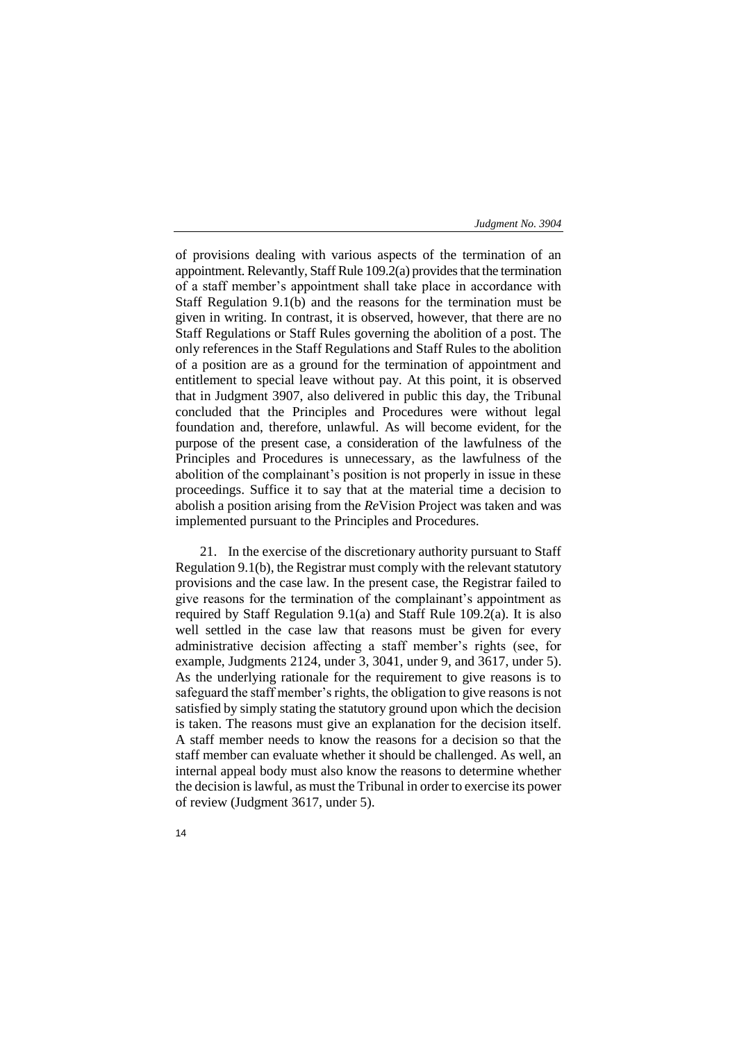of provisions dealing with various aspects of the termination of an appointment. Relevantly, Staff Rule 109.2(a) provides that the termination of a staff member's appointment shall take place in accordance with Staff Regulation 9.1(b) and the reasons for the termination must be given in writing. In contrast, it is observed, however, that there are no Staff Regulations or Staff Rules governing the abolition of a post. The only references in the Staff Regulations and Staff Rules to the abolition of a position are as a ground for the termination of appointment and entitlement to special leave without pay. At this point, it is observed that in Judgment 3907, also delivered in public this day, the Tribunal concluded that the Principles and Procedures were without legal foundation and, therefore, unlawful. As will become evident, for the purpose of the present case, a consideration of the lawfulness of the Principles and Procedures is unnecessary, as the lawfulness of the abolition of the complainant's position is not properly in issue in these proceedings. Suffice it to say that at the material time a decision to abolish a position arising from the *Re*Vision Project was taken and was implemented pursuant to the Principles and Procedures.

21. In the exercise of the discretionary authority pursuant to Staff Regulation 9.1(b), the Registrar must comply with the relevant statutory provisions and the case law. In the present case, the Registrar failed to give reasons for the termination of the complainant's appointment as required by Staff Regulation 9.1(a) and Staff Rule 109.2(a). It is also well settled in the case law that reasons must be given for every administrative decision affecting a staff member's rights (see, for example, Judgments 2124, under 3, 3041, under 9, and 3617, under 5). As the underlying rationale for the requirement to give reasons is to safeguard the staff member's rights, the obligation to give reasons is not satisfied by simply stating the statutory ground upon which the decision is taken. The reasons must give an explanation for the decision itself. A staff member needs to know the reasons for a decision so that the staff member can evaluate whether it should be challenged. As well, an internal appeal body must also know the reasons to determine whether the decision is lawful, as must the Tribunal in order to exercise its power of review (Judgment 3617, under 5).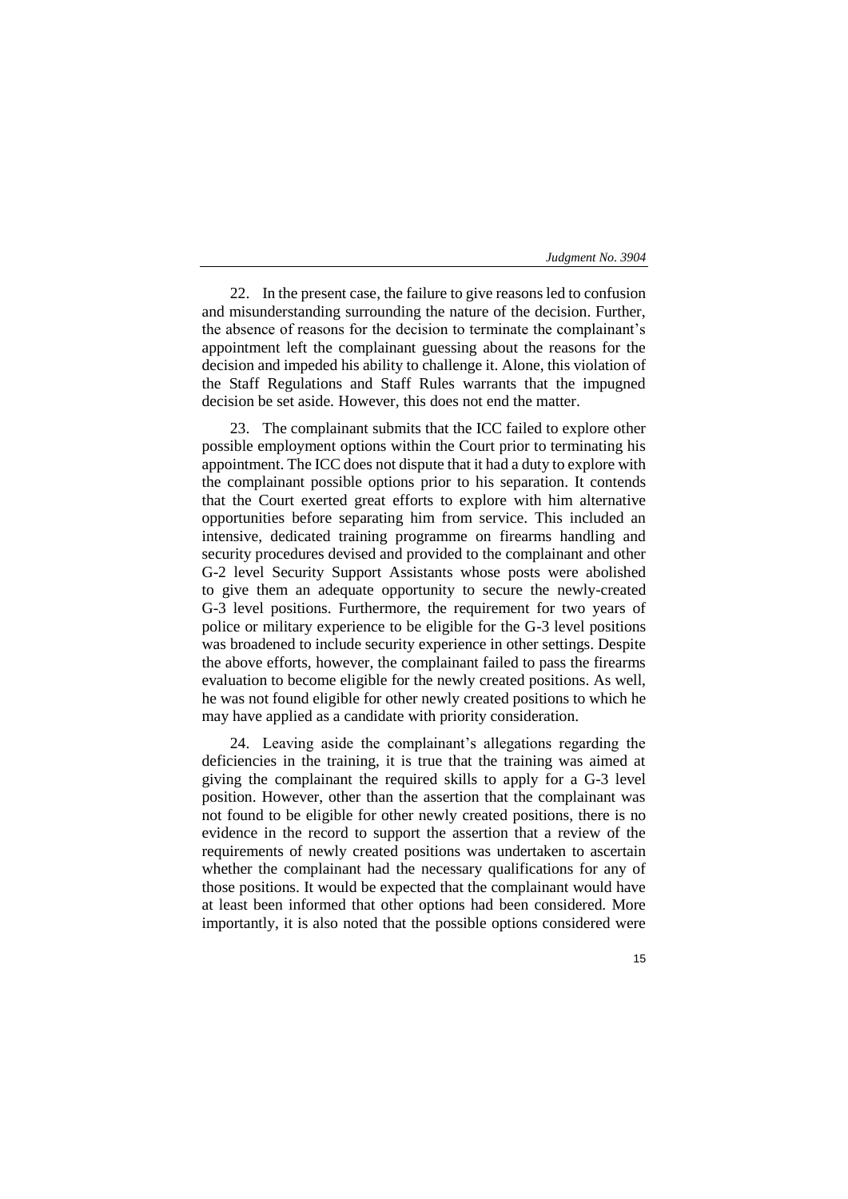22. In the present case, the failure to give reasons led to confusion and misunderstanding surrounding the nature of the decision. Further, the absence of reasons for the decision to terminate the complainant's appointment left the complainant guessing about the reasons for the decision and impeded his ability to challenge it. Alone, this violation of the Staff Regulations and Staff Rules warrants that the impugned decision be set aside. However, this does not end the matter.

23. The complainant submits that the ICC failed to explore other possible employment options within the Court prior to terminating his appointment. The ICC does not dispute that it had a duty to explore with the complainant possible options prior to his separation. It contends that the Court exerted great efforts to explore with him alternative opportunities before separating him from service. This included an intensive, dedicated training programme on firearms handling and security procedures devised and provided to the complainant and other G-2 level Security Support Assistants whose posts were abolished to give them an adequate opportunity to secure the newly-created G-3 level positions. Furthermore, the requirement for two years of police or military experience to be eligible for the G-3 level positions was broadened to include security experience in other settings. Despite the above efforts, however, the complainant failed to pass the firearms evaluation to become eligible for the newly created positions. As well, he was not found eligible for other newly created positions to which he may have applied as a candidate with priority consideration.

24. Leaving aside the complainant's allegations regarding the deficiencies in the training, it is true that the training was aimed at giving the complainant the required skills to apply for a G-3 level position. However, other than the assertion that the complainant was not found to be eligible for other newly created positions, there is no evidence in the record to support the assertion that a review of the requirements of newly created positions was undertaken to ascertain whether the complainant had the necessary qualifications for any of those positions. It would be expected that the complainant would have at least been informed that other options had been considered. More importantly, it is also noted that the possible options considered were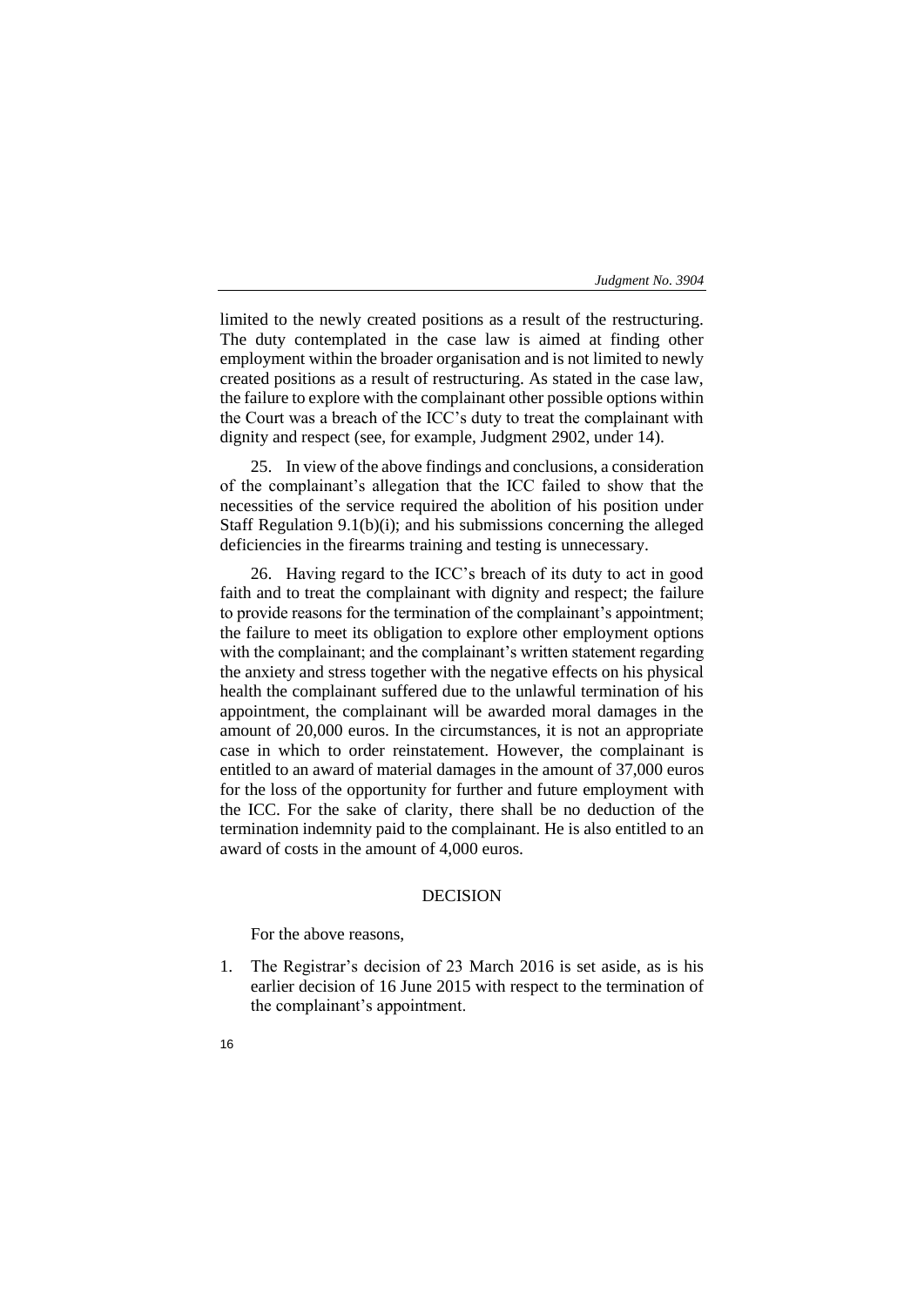limited to the newly created positions as a result of the restructuring. The duty contemplated in the case law is aimed at finding other employment within the broader organisation and is not limited to newly created positions as a result of restructuring. As stated in the case law, the failure to explore with the complainant other possible options within the Court was a breach of the ICC's duty to treat the complainant with dignity and respect (see, for example, Judgment 2902, under 14).

25. In view of the above findings and conclusions, a consideration of the complainant's allegation that the ICC failed to show that the necessities of the service required the abolition of his position under Staff Regulation 9.1(b)(i); and his submissions concerning the alleged deficiencies in the firearms training and testing is unnecessary.

26. Having regard to the ICC's breach of its duty to act in good faith and to treat the complainant with dignity and respect; the failure to provide reasons for the termination of the complainant's appointment; the failure to meet its obligation to explore other employment options with the complainant; and the complainant's written statement regarding the anxiety and stress together with the negative effects on his physical health the complainant suffered due to the unlawful termination of his appointment, the complainant will be awarded moral damages in the amount of 20,000 euros. In the circumstances, it is not an appropriate case in which to order reinstatement. However, the complainant is entitled to an award of material damages in the amount of 37,000 euros for the loss of the opportunity for further and future employment with the ICC. For the sake of clarity, there shall be no deduction of the termination indemnity paid to the complainant. He is also entitled to an award of costs in the amount of 4,000 euros.

## DECISION

For the above reasons,

1. The Registrar's decision of 23 March 2016 is set aside, as is his earlier decision of 16 June 2015 with respect to the termination of the complainant's appointment.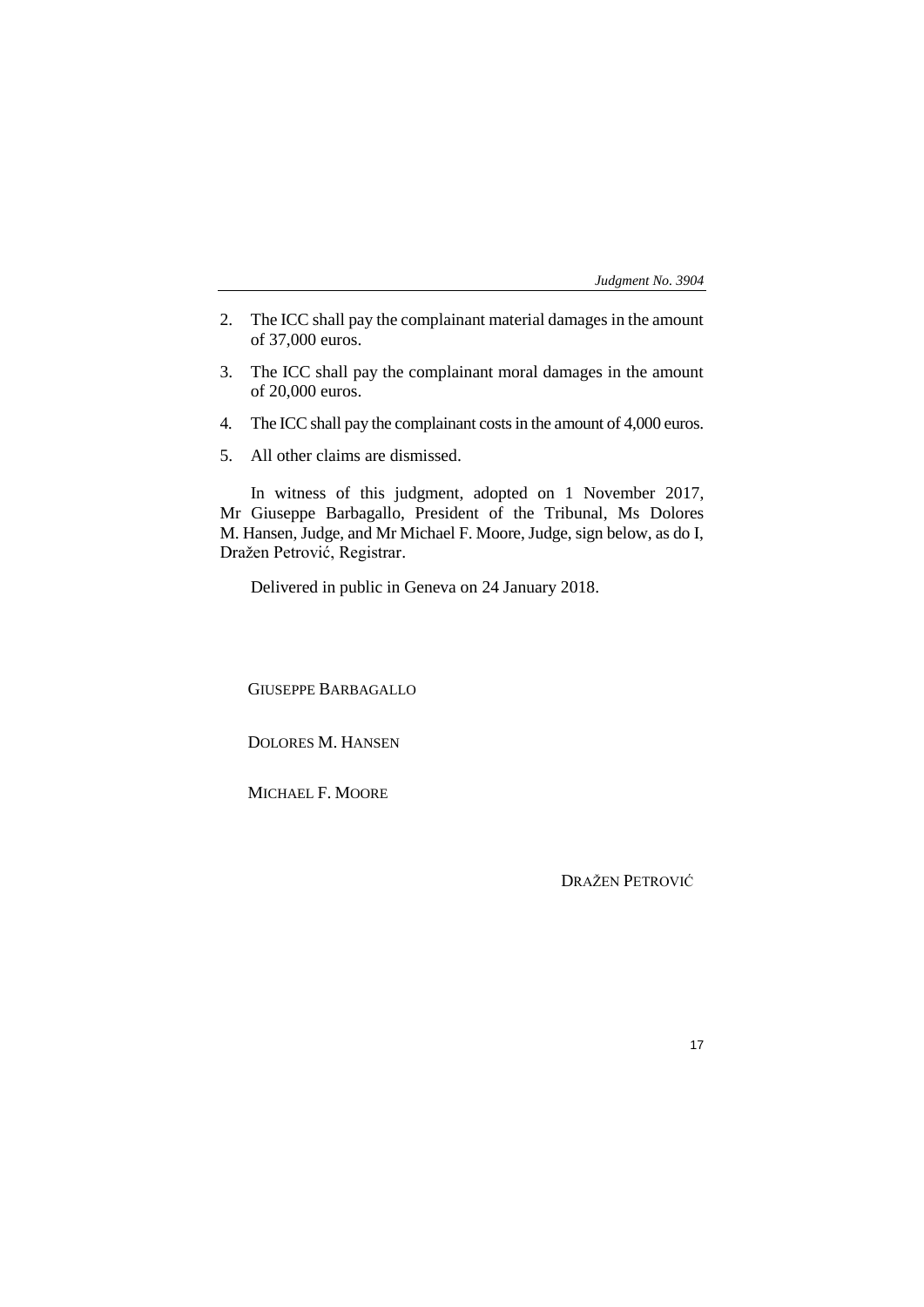2. The ICC shall pay the complainant material damages in the amount of 37,000 euros.

3. The ICC shall pay the complainant moral damages in the amount of 20,000 euros.

4. The ICC shall pay the complainant costs in the amount of 4,000 euros.

5. All other claims are dismissed.

In witness of this judgment, adopted on 1 November 2017, Mr Giuseppe Barbagallo, President of the Tribunal, Ms Dolores M. Hansen, Judge, and Mr Michael F. Moore, Judge, sign below, as do I, Dražen Petrović, Registrar.

Delivered in public in Geneva on 24 January 2018.

GIUSEPPE BARBAGALLO

DOLORES M. HANSEN

MICHAEL F. MOORE

DRAŽEN PETROVIĆ